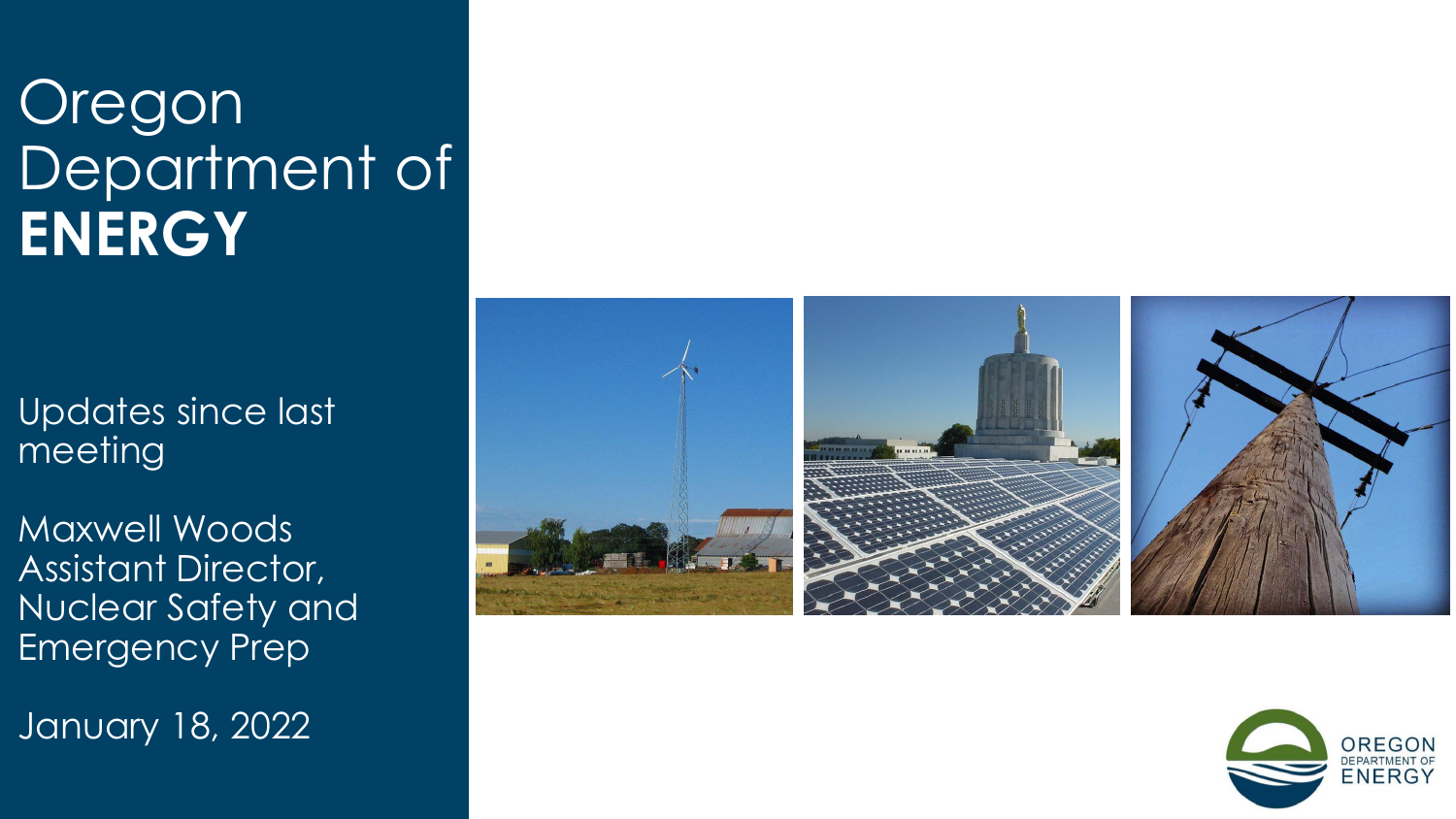# Oregon Department of **ENERGY**

Updates since last meeting

Maxwell Woods
Assistant Director, Nuclear Safety and Emergency Prep

January 18, 2022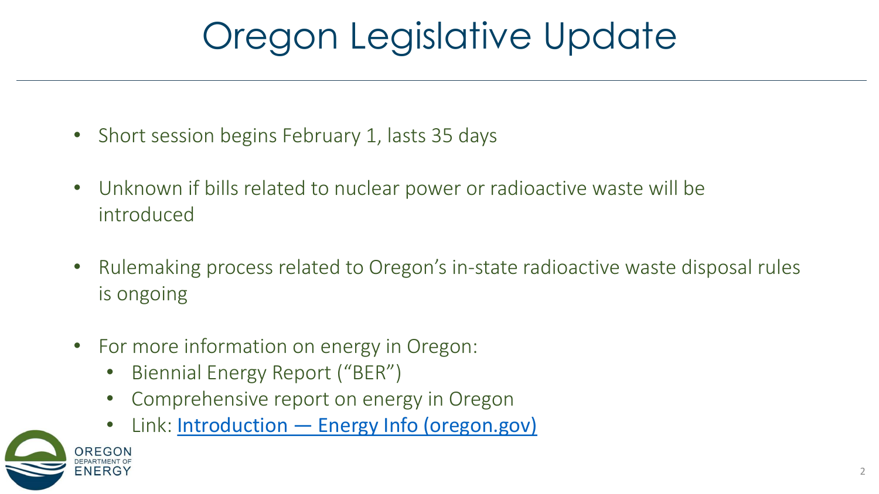# Oregon Legislative Update

- Short session begins February 1, lasts 35 days
- Unknown if bills related to nuclear power or radioactive waste will be introduced
- Rulemaking process related to Oregon's in-state radioactive waste disposal rules is ongoing
- For more information on energy in Oregon:
  - Biennial Energy Report ("BER")
  - Comprehensive report on energy in Oregon
  - Link: Introduction — Energy Info (oregon.gov)

OREGON DEPARTMENT OF ENERGY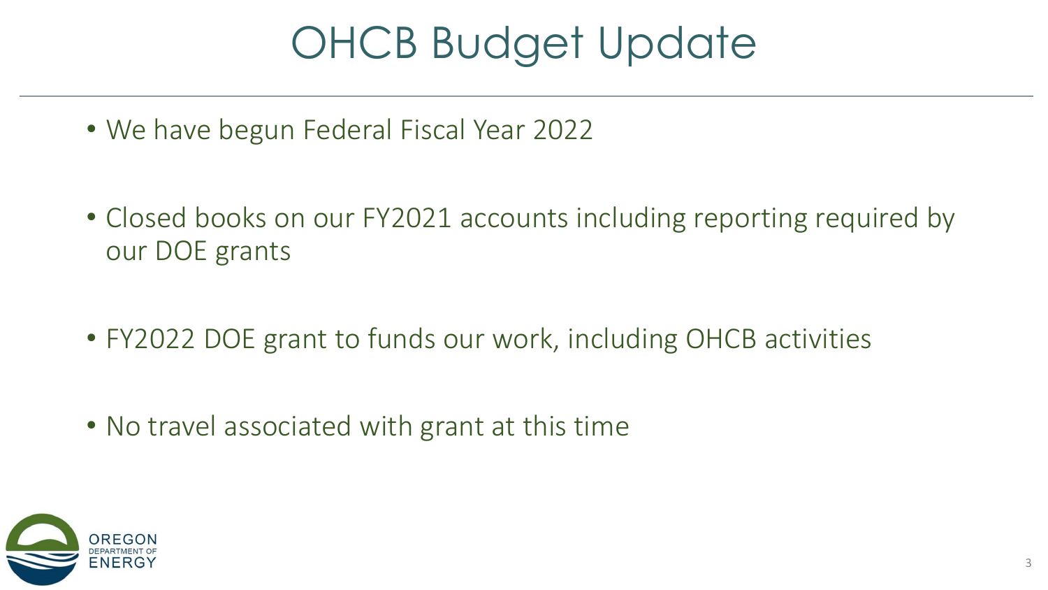# OHCB Budget Update

- We have begun Federal Fiscal Year 2022
- Closed books on our FY2021 accounts including reporting required by our DOE grants
- FY2022 DOE grant to funds our work, including OHCB activities
- No travel associated with grant at this time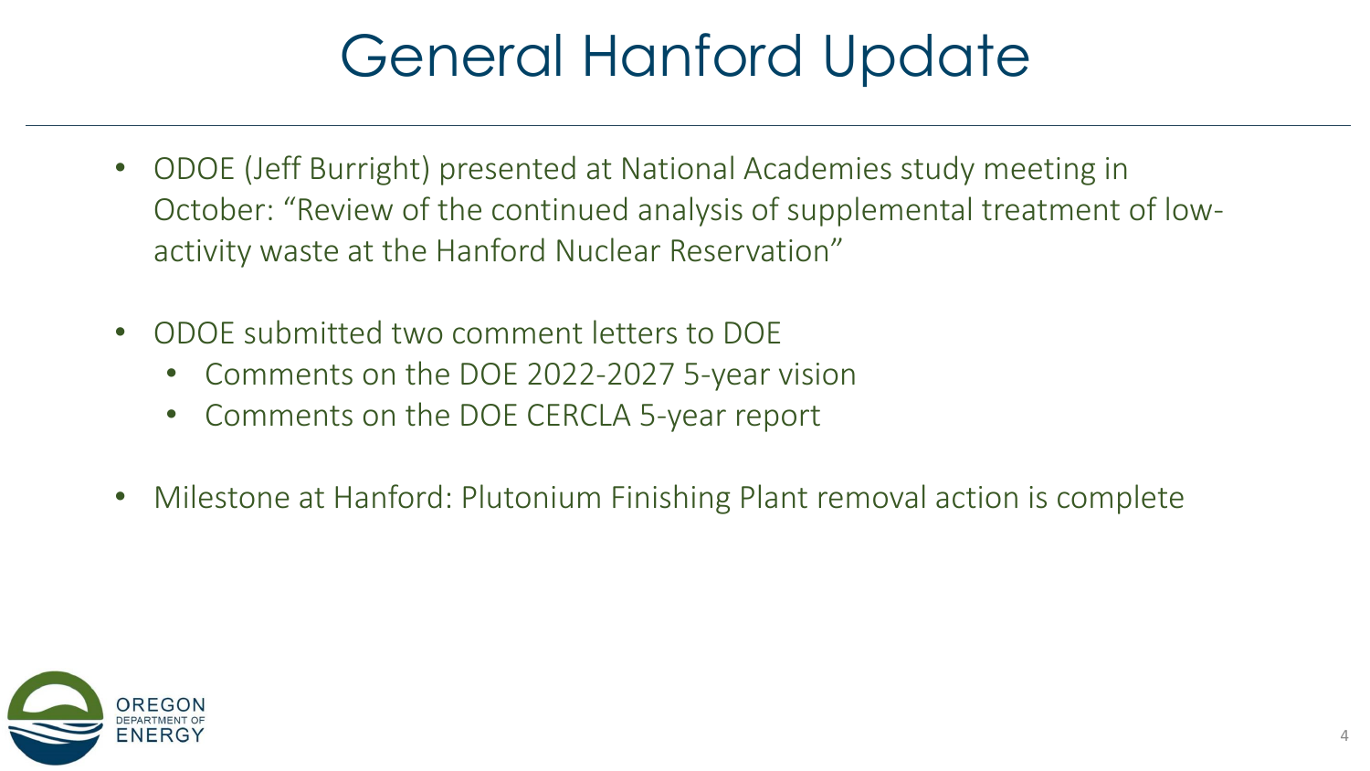# General Hanford Update

- ODOE (Jeff Burright) presented at National Academies study meeting in October: "Review of the continued analysis of supplemental treatment of low-activity waste at the Hanford Nuclear Reservation"
- ODOE submitted two comment letters to DOE
  - Comments on the DOE 2022-2027 5-year vision
  - Comments on the DOE CERCLA 5-year report
- Milestone at Hanford: Plutonium Finishing Plant removal action is complete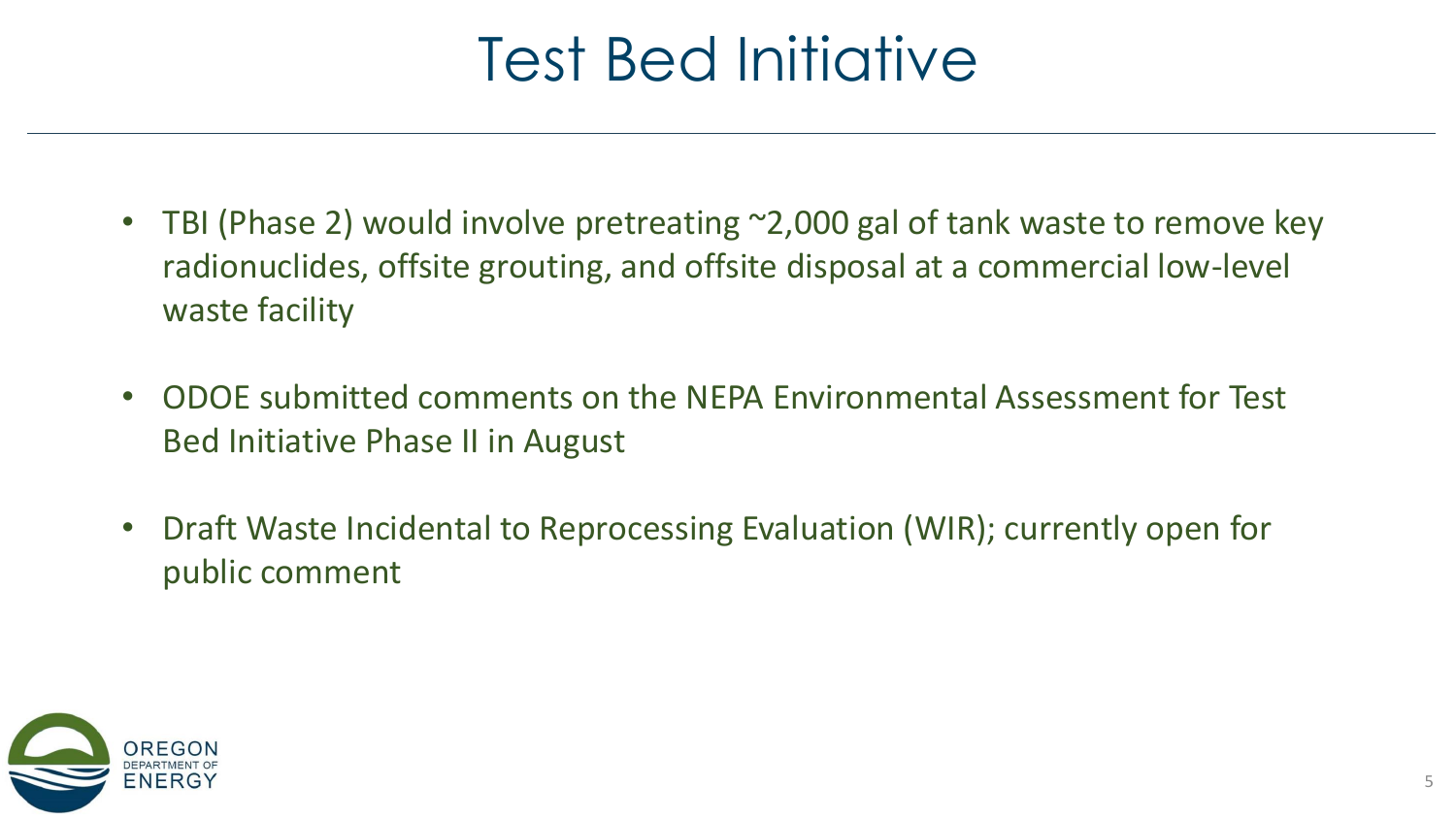# Test Bed Initiative

- TBI (Phase 2) would involve pretreating ~2,000 gal of tank waste to remove key radionuclides, offsite grouting, and offsite disposal at a commercial low-level waste facility
- ODOE submitted comments on the NEPA Environmental Assessment for Test Bed Initiative Phase II in August
- Draft Waste Incidental to Reprocessing Evaluation (WIR); currently open for public comment

OREGON DEPARTMENT OF ENERGY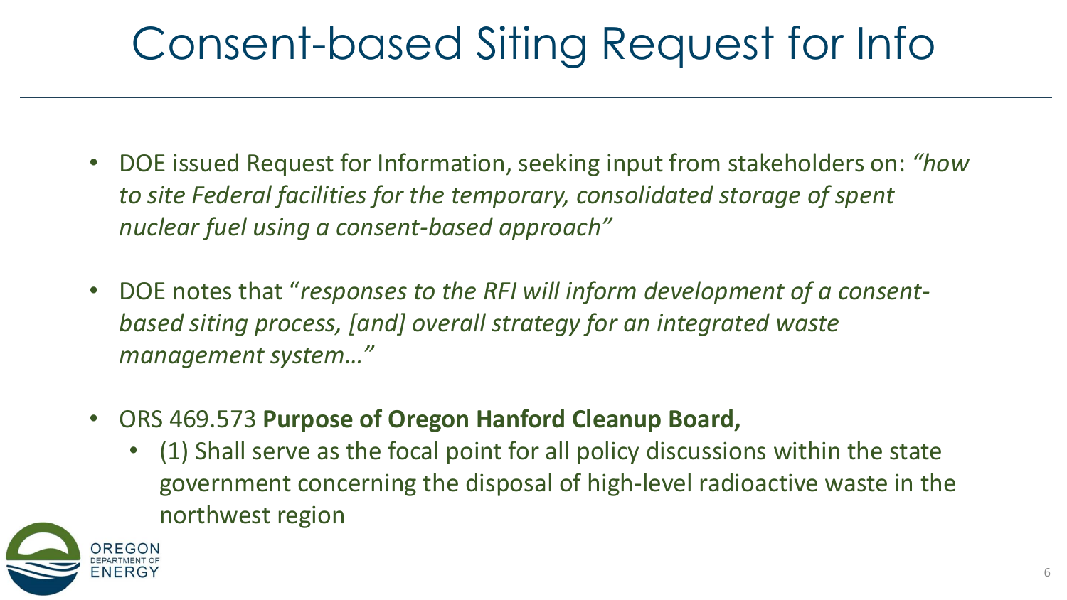# Consent-based Siting Request for Info

- DOE issued Request for Information, seeking input from stakeholders on: *"how to site Federal facilities for the temporary, consolidated storage of spent nuclear fuel using a consent-based approach"*
- DOE notes that "*responses to the RFI will inform development of a consent-based siting process, [and] overall strategy for an integrated waste management system…"*
- ORS 469.573 **Purpose of Oregon Hanford Cleanup Board,**
  - (1) Shall serve as the focal point for all policy discussions within the state government concerning the disposal of high-level radioactive waste in the northwest region

OREGON
DEPARTMENT OF
ENERGY